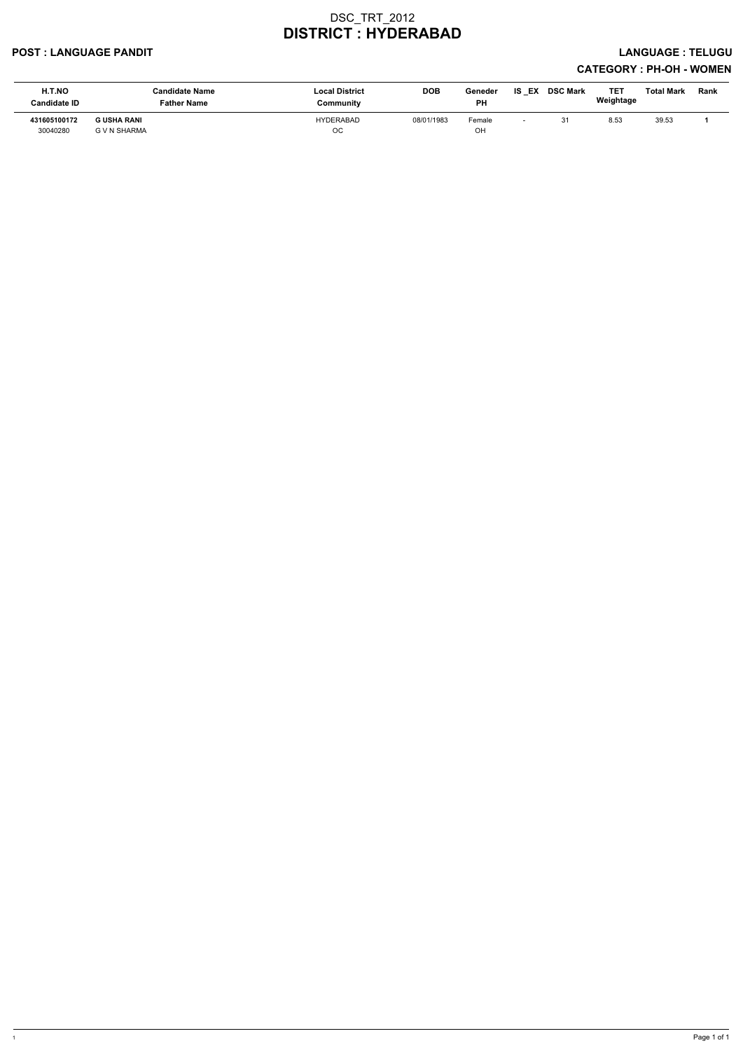# DSC_TRT_2012
# DISTRICT : HYDERABAD

**POST : LANGUAGE PANDIT** **LANGUAGE : TELUGU**

**CATEGORY : PH-OH - WOMEN**

| H.T.NO<br>Candidate ID | Candidate Name<br>Father Name | Local District<br>Community | DOB | Geneder<br>PH | IS _EX | DSC Mark | TET Weightage | Total Mark | Rank |
|---|---|---|---|---|---|---|---|---|---|
| **431605100172**<br>30040280 | **G USHA RANI**<br>G V N SHARMA | HYDERABAD<br>OC | 08/01/1983 | Female<br>OH | - | 31 | 8.53 | 39.53 | **1** |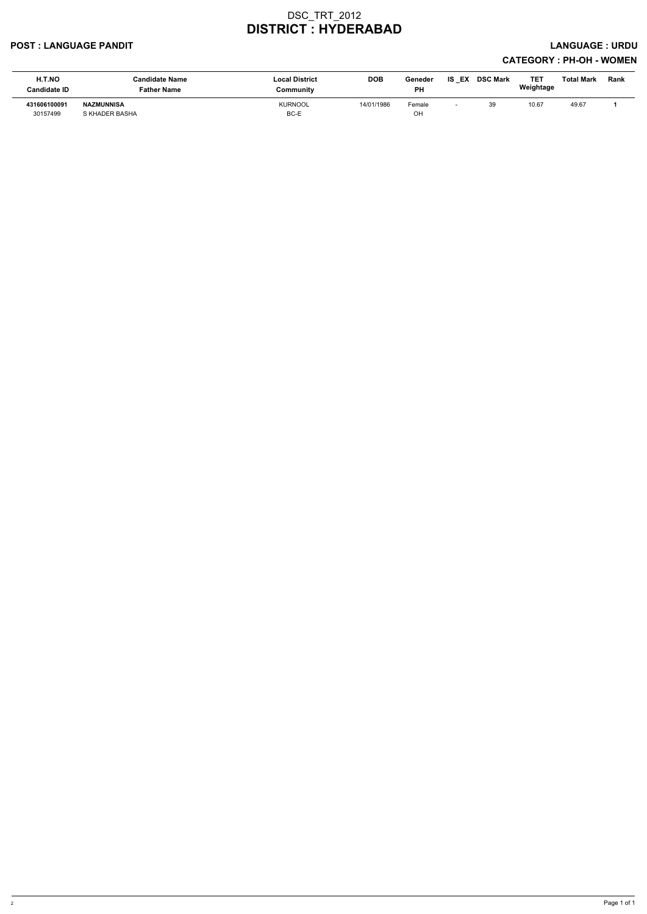# DSC_TRT_2012

# DISTRICT : HYDERABAD

**POST : LANGUAGE PANDIT** | **LANGUAGE : URDU**

**CATEGORY : PH-OH - WOMEN**

| H.T.NO<br>Candidate ID | Candidate Name<br>Father Name | Local District<br>Community | DOB | Geneder<br>PH | IS _EX | DSC Mark | TET Weightage | Total Mark | Rank |
|---|---|---|---|---|---|---|---|---|---|
| **431606100091**<br>30157499 | **NAZMUNNISA**<br>S KHADER BASHA | KURNOOL<br>BC-E | 14/01/1986 | Female<br>OH | - | 39 | 10.67 | 49.67 | **1** |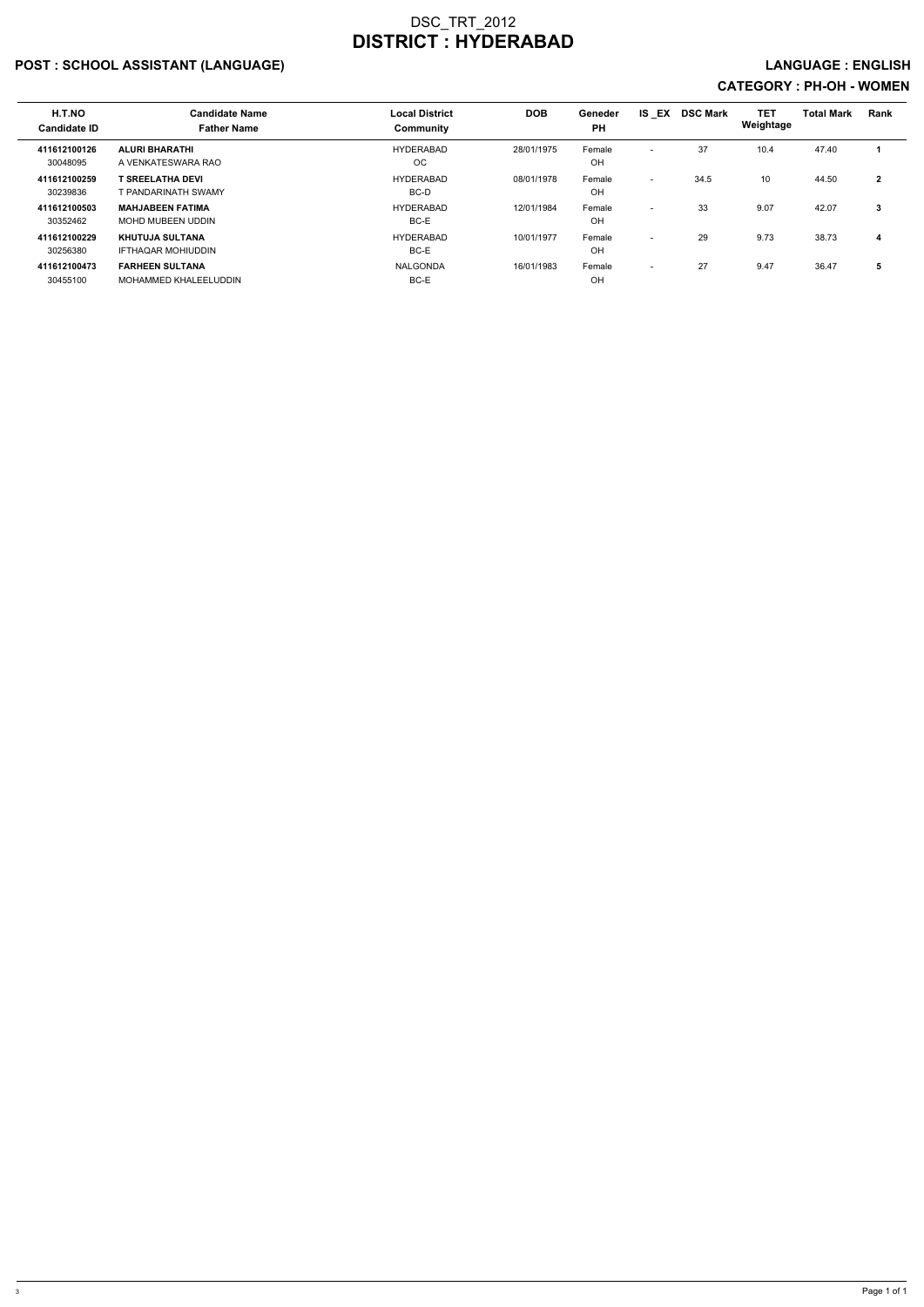# DSC_TRT_2012
# DISTRICT : HYDERABAD

## POST : SCHOOL ASSISTANT (LANGUAGE) LANGUAGE : ENGLISH

### CATEGORY : PH-OH - WOMEN

| H.T.NO<br>Candidate ID | Candidate Name<br>Father Name | Local District<br>Community | DOB | Geneder<br>PH | IS _EX | DSC Mark | TET Weightage | Total Mark | Rank |
|---|---|---|---|---|---|---|---|---|---|
| **411612100126**<br>30048095 | **ALURI BHARATHI**<br>A VENKATESWARA RAO | HYDERABAD<br>OC | 28/01/1975 | Female<br>OH | - | 37 | 10.4 | 47.40 | **1** |
| **411612100259**<br>30239836 | **T SREELATHA DEVI**<br>T PANDARINATH SWAMY | HYDERABAD<br>BC-D | 08/01/1978 | Female<br>OH | - | 34.5 | 10 | 44.50 | **2** |
| **411612100503**<br>30352462 | **MAHJABEEN FATIMA**<br>MOHD MUBEEN UDDIN | HYDERABAD<br>BC-E | 12/01/1984 | Female<br>OH | - | 33 | 9.07 | 42.07 | **3** |
| **411612100229**<br>30256380 | **KHUTUJA SULTANA**<br>IFTHAQAR MOHIUDDIN | HYDERABAD<br>BC-E | 10/01/1977 | Female<br>OH | - | 29 | 9.73 | 38.73 | **4** |
| **411612100473**<br>30455100 | **FARHEEN SULTANA**<br>MOHAMMED KHALEELUDDIN | NALGONDA<br>BC-E | 16/01/1983 | Female<br>OH | - | 27 | 9.47 | 36.47 | **5** |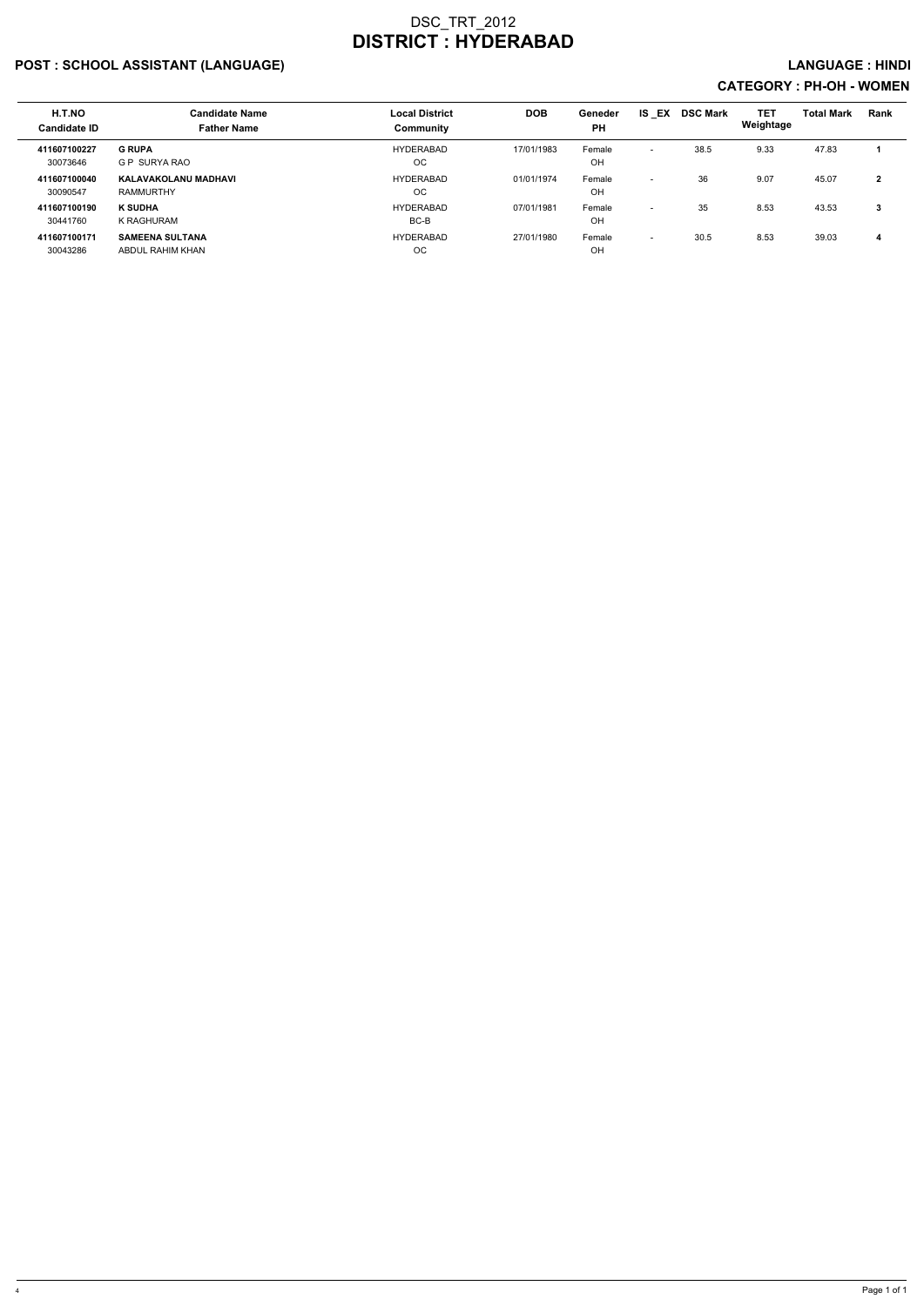# DSC_TRT_2012
# DISTRICT : HYDERABAD

## POST : SCHOOL ASSISTANT (LANGUAGE)

**LANGUAGE : HINDI**

**CATEGORY : PH-OH - WOMEN**

| H.T.NO<br>Candidate ID | Candidate Name<br>Father Name | Local District<br>Community | DOB | Geneder<br>PH | IS _EX | DSC Mark | TET Weightage | Total Mark | Rank |
|---|---|---|---|---|---|---|---|---|---|
| **411607100227**<br>30073646 | **G RUPA**<br>G P SURYA RAO | HYDERABAD<br>OC | 17/01/1983 | Female<br>OH | - | 38.5 | 9.33 | 47.83 | **1** |
| **411607100040**<br>30090547 | **KALAVAKOLANU MADHAVI**<br>RAMMURTHY | HYDERABAD<br>OC | 01/01/1974 | Female<br>OH | - | 36 | 9.07 | 45.07 | **2** |
| **411607100190**<br>30441760 | **K SUDHA**<br>K RAGHURAM | HYDERABAD<br>BC-B | 07/01/1981 | Female<br>OH | - | 35 | 8.53 | 43.53 | **3** |
| **411607100171**<br>30043286 | **SAMEENA SULTANA**<br>ABDUL RAHIM KHAN | HYDERABAD<br>OC | 27/01/1980 | Female<br>OH | - | 30.5 | 8.53 | 39.03 | **4** |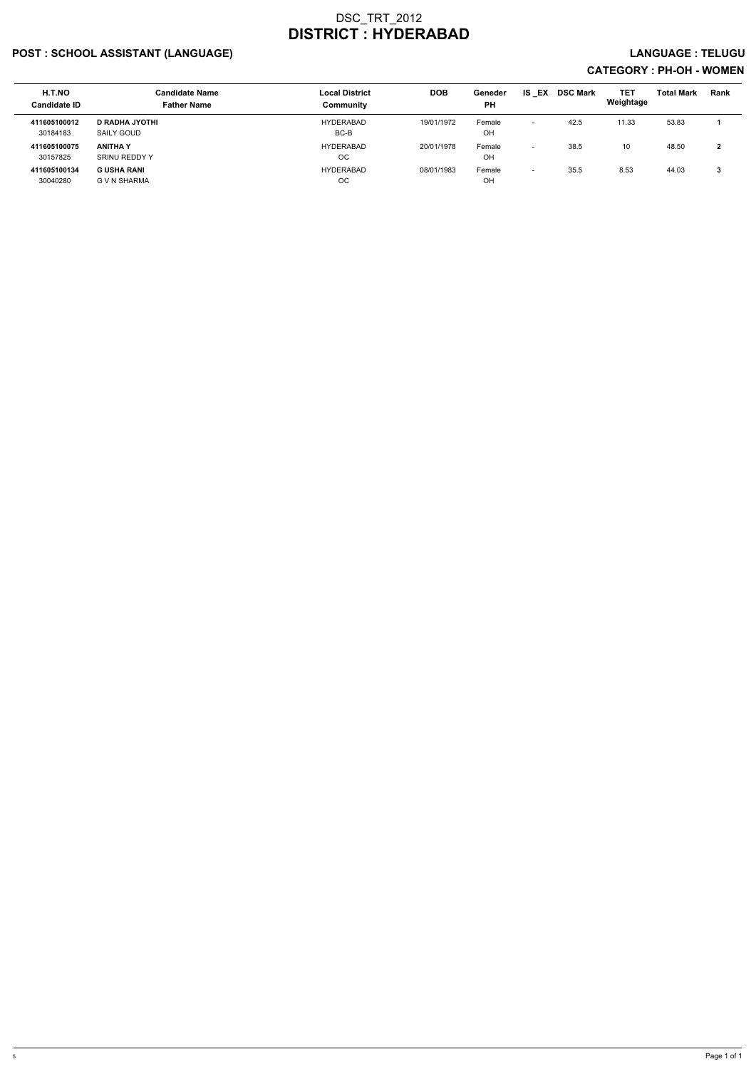# DSC_TRT_2012

# DISTRICT : HYDERABAD

## POST : SCHOOL ASSISTANT (LANGUAGE)

## LANGUAGE : TELUGU

## CATEGORY : PH-OH - WOMEN

| H.T.NO<br>Candidate ID | Candidate Name<br>Father Name | Local District<br>Community | DOB | Geneder<br>PH | IS _EX | DSC Mark | TET Weightage | Total Mark | Rank |
|---|---|---|---|---|---|---|---|---|---|
| **411605100012**<br>30184183 | **D RADHA JYOTHI**<br>SAILY GOUD | HYDERABAD<br>BC-B | 19/01/1972 | Female<br>OH | - | 42.5 | 11.33 | 53.83 | **1** |
| **411605100075**<br>30157825 | **ANITHA Y**<br>SRINU REDDY Y | HYDERABAD<br>OC | 20/01/1978 | Female<br>OH | - | 38.5 | 10 | 48.50 | **2** |
| **411605100134**<br>30040280 | **G USHA RANI**<br>G V N SHARMA | HYDERABAD<br>OC | 08/01/1983 | Female<br>OH | - | 35.5 | 8.53 | 44.03 | **3** |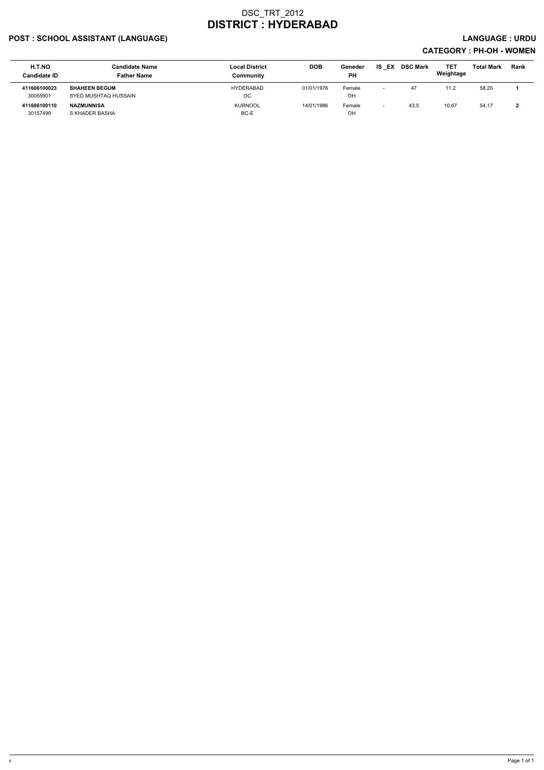# DSC_TRT_2012
# DISTRICT : HYDERABAD

## POST : SCHOOL ASSISTANT (LANGUAGE)

## LANGUAGE : URDU

## CATEGORY : PH-OH - WOMEN

| H.T.NO<br>Candidate ID | Candidate Name<br>Father Name | Local District<br>Community | DOB | Geneder<br>PH | IS _EX | DSC Mark | TET Weightage | Total Mark | Rank |
|---|---|---|---|---|---|---|---|---|---|
| **411606100023**<br>30055901 | **SHAHEEN BEGUM**<br>SYED MUSHTAQ HUSSAIN | HYDERABAD<br>OC | 01/01/1976 | Female<br>OH | - | 47 | 11.2 | 58.20 | **1** |
| **411606100110**<br>30157499 | **NAZMUNNISA**<br>S KHADER BASHA | KURNOOL<br>BC-E | 14/01/1986 | Female<br>OH | - | 43.5 | 10.67 | 54.17 | **2** |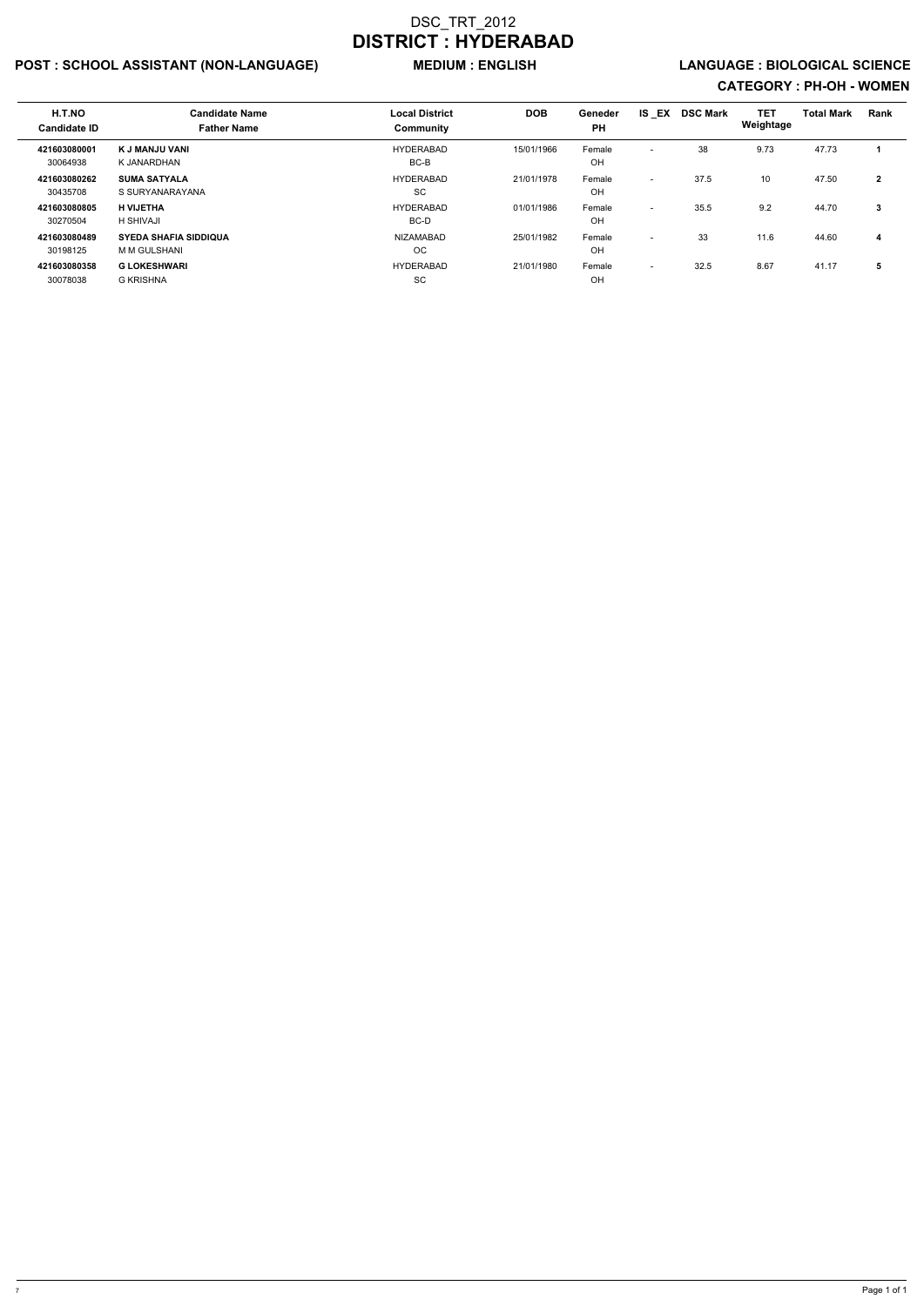# DSC_TRT_2012

# DISTRICT : HYDERABAD

**POST : SCHOOL ASSISTANT (NON-LANGUAGE)** **MEDIUM : ENGLISH** **LANGUAGE : BIOLOGICAL SCIENCE**

**CATEGORY : PH-OH - WOMEN**

| H.T.NO<br>Candidate ID | Candidate Name<br>Father Name | Local District<br>Community | DOB | Geneder<br>PH | IS _EX | DSC Mark | TET Weightage | Total Mark | Rank |
|---|---|---|---|---|---|---|---|---|---|
| **421603080001**<br>30064938 | **K J MANJU VANI**<br>K JANARDHAN | HYDERABAD<br>BC-B | 15/01/1966 | Female<br>OH | - | 38 | 9.73 | 47.73 | **1** |
| **421603080262**<br>30435708 | **SUMA SATYALA**<br>S SURYANARAYANA | HYDERABAD<br>SC | 21/01/1978 | Female<br>OH | - | 37.5 | 10 | 47.50 | **2** |
| **421603080805**<br>30270504 | **H VIJETHA**<br>H SHIVAJI | HYDERABAD<br>BC-D | 01/01/1986 | Female<br>OH | - | 35.5 | 9.2 | 44.70 | **3** |
| **421603080489**<br>30198125 | **SYEDA SHAFIA SIDDIQUA**<br>M M GULSHANI | NIZAMABAD<br>OC | 25/01/1982 | Female<br>OH | - | 33 | 11.6 | 44.60 | **4** |
| **421603080358**<br>30078038 | **G LOKESHWARI**<br>G KRISHNA | HYDERABAD<br>SC | 21/01/1980 | Female<br>OH | - | 32.5 | 8.67 | 41.17 | **5** |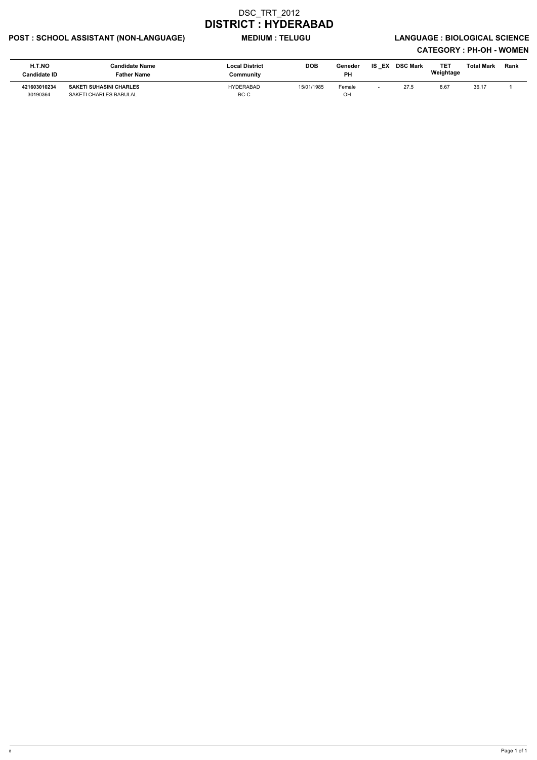# DSC_TRT_2012

# DISTRICT : HYDERABAD

**POST : SCHOOL ASSISTANT (NON-LANGUAGE)** **MEDIUM : TELUGU** **LANGUAGE : BIOLOGICAL SCIENCE**

**CATEGORY : PH-OH - WOMEN**

| H.T.NO<br>Candidate ID | Candidate Name<br>Father Name | Local District<br>Community | DOB | Geneder<br>PH | IS _EX | DSC Mark | TET Weightage | Total Mark | Rank |
|---|---|---|---|---|---|---|---|---|---|
| **421603010234**<br>30190364 | **SAKETI SUHASINI CHARLES**<br>SAKETI CHARLES BABULAL | HYDERABAD<br>BC-C | 15/01/1985 | Female<br>OH | - | 27.5 | 8.67 | 36.17 | **1** |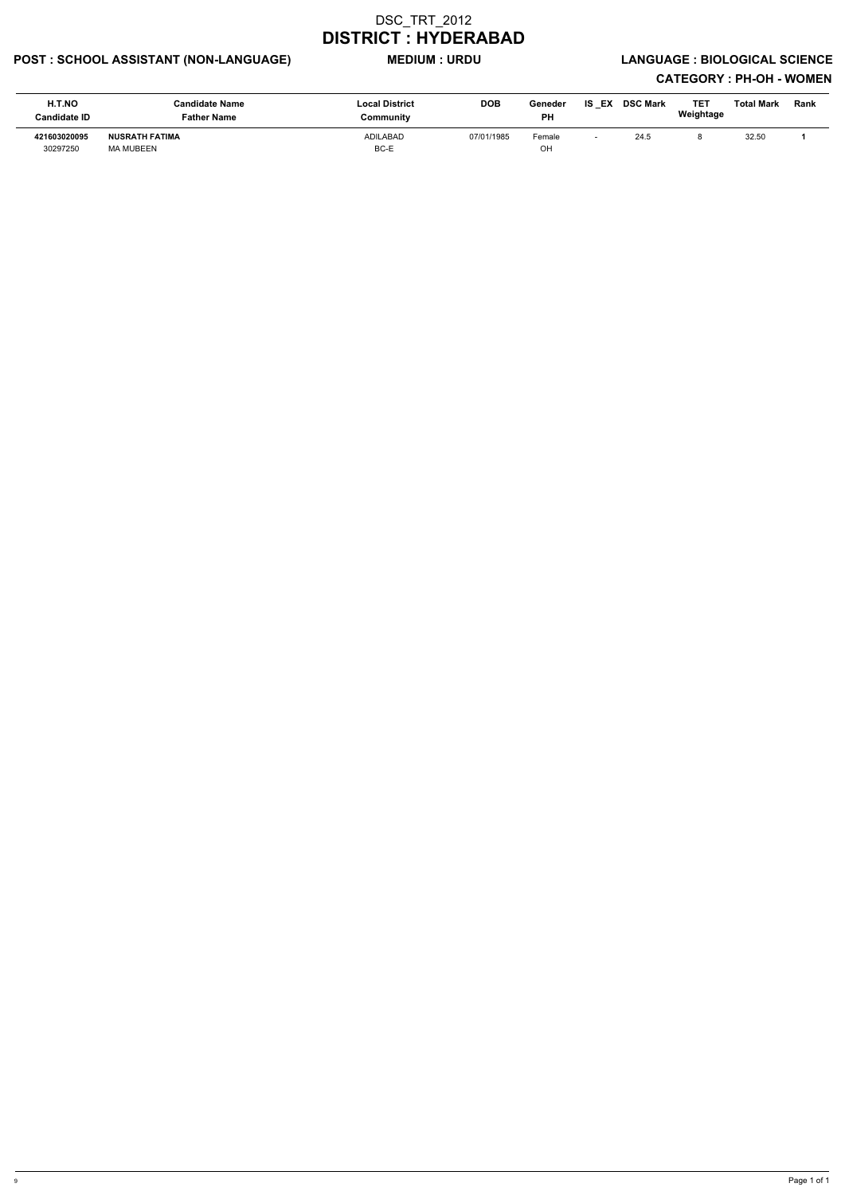# DSC_TRT_2012

## DISTRICT : HYDERABAD

**POST : SCHOOL ASSISTANT (NON-LANGUAGE)** **MEDIUM : URDU** **LANGUAGE : BIOLOGICAL SCIENCE**

**CATEGORY : PH-OH - WOMEN**

| H.T.NO<br>Candidate ID | Candidate Name<br>Father Name | Local District<br>Community | DOB | Geneder<br>PH | IS _EX | DSC Mark | TET Weightage | Total Mark | Rank |
|---|---|---|---|---|---|---|---|---|---|
| **421603020095**<br>30297250 | **NUSRATH FATIMA**<br>MA MUBEEN | ADILABAD<br>BC-E | 07/01/1985 | Female<br>OH | - | 24.5 | 8 | 32.50 | **1** |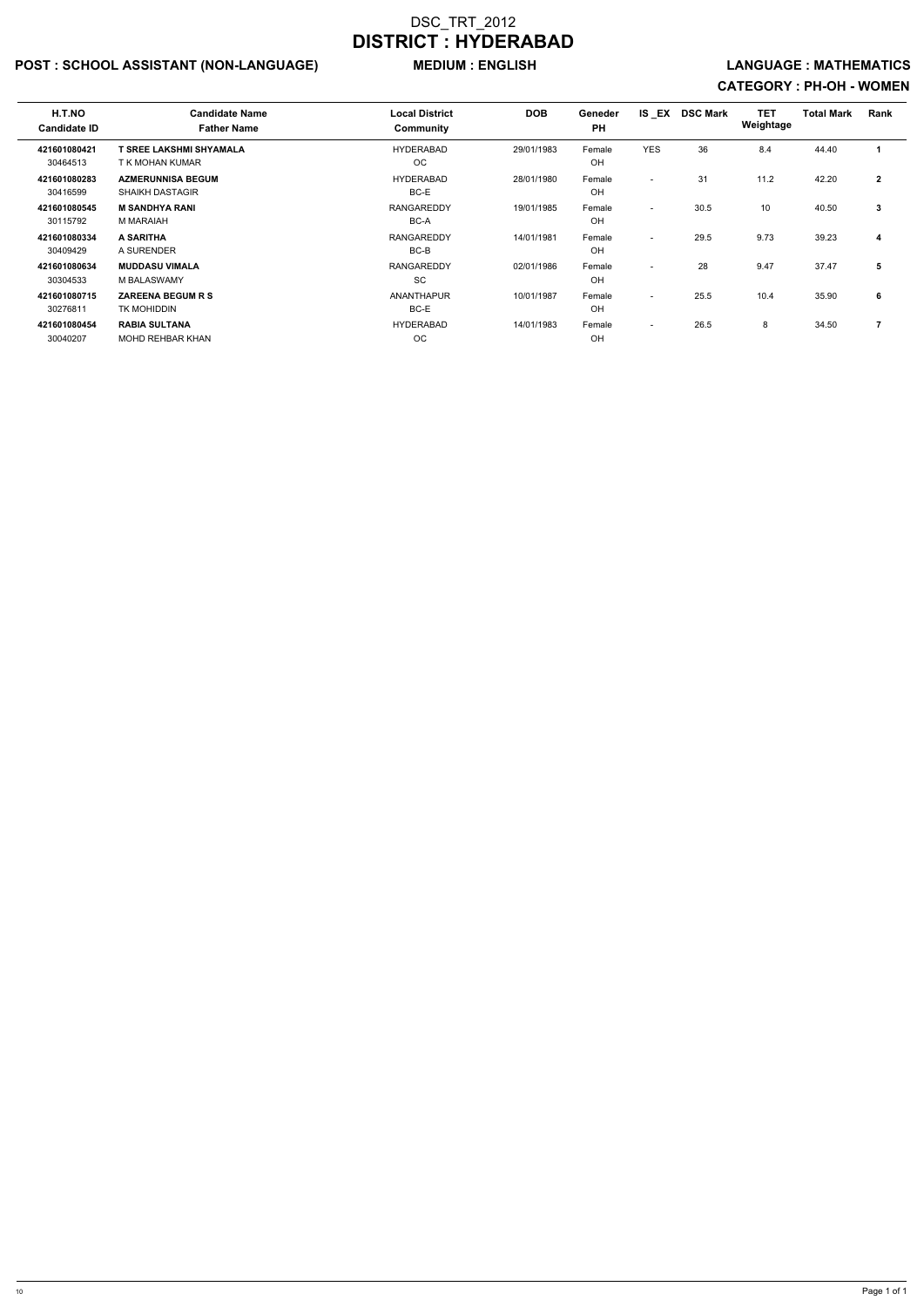# DSC_TRT_2012

# DISTRICT : HYDERABAD

**POST : SCHOOL ASSISTANT (NON-LANGUAGE)** **MEDIUM : ENGLISH** **LANGUAGE : MATHEMATICS**

**CATEGORY : PH-OH - WOMEN**

| H.T.NO<br>Candidate ID | Candidate Name<br>Father Name | Local District<br>Community | DOB | Geneder<br>PH | IS _EX | DSC Mark | TET Weightage | Total Mark | Rank |
|---|---|---|---|---|---|---|---|---|---|
| **421601080421**<br>30464513 | **T SREE LAKSHMI SHYAMALA**<br>T K MOHAN KUMAR | HYDERABAD<br>OC | 29/01/1983 | Female<br>OH | YES | 36 | 8.4 | 44.40 | **1** |
| **421601080283**<br>30416599 | **AZMERUNNISA BEGUM**<br>SHAIKH DASTAGIR | HYDERABAD<br>BC-E | 28/01/1980 | Female<br>OH | - | 31 | 11.2 | 42.20 | **2** |
| **421601080545**<br>30115792 | **M SANDHYA RANI**<br>M MARAIAH | RANGAREDDY<br>BC-A | 19/01/1985 | Female<br>OH | - | 30.5 | 10 | 40.50 | **3** |
| **421601080334**<br>30409429 | **A SARITHA**<br>A SURENDER | RANGAREDDY<br>BC-B | 14/01/1981 | Female<br>OH | - | 29.5 | 9.73 | 39.23 | **4** |
| **421601080634**<br>30304533 | **MUDDASU VIMALA**<br>M BALASWAMY | RANGAREDDY<br>SC | 02/01/1986 | Female<br>OH | - | 28 | 9.47 | 37.47 | **5** |
| **421601080715**<br>30276811 | **ZAREENA BEGUM R S**<br>TK MOHIDDIN | ANANTHAPUR<br>BC-E | 10/01/1987 | Female<br>OH | - | 25.5 | 10.4 | 35.90 | **6** |
| **421601080454**<br>30040207 | **RABIA SULTANA**<br>MOHD REHBAR KHAN | HYDERABAD<br>OC | 14/01/1983 | Female<br>OH | - | 26.5 | 8 | 34.50 | **7** |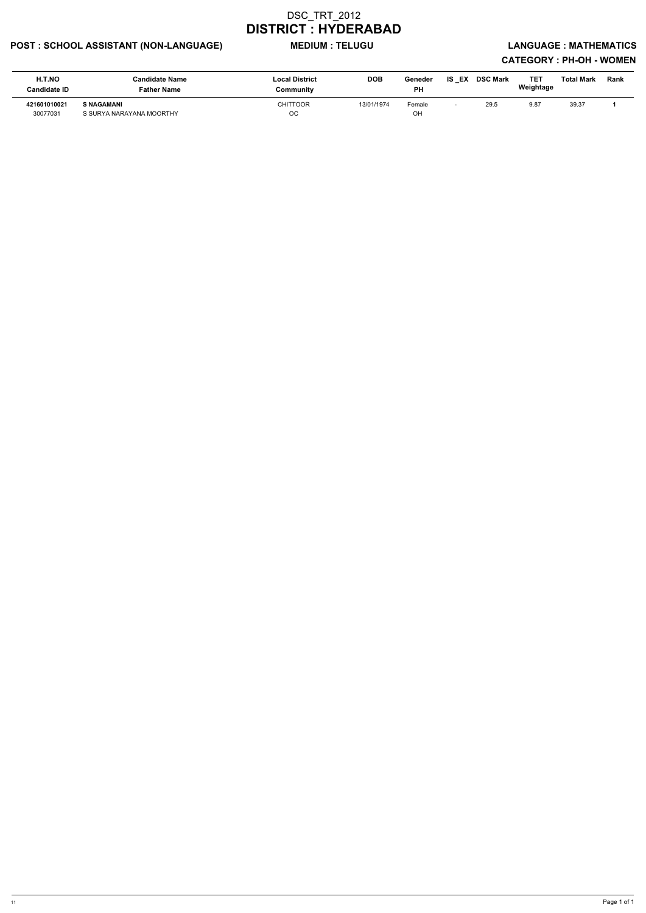# DSC_TRT_2012

# DISTRICT : HYDERABAD

**POST : SCHOOL ASSISTANT (NON-LANGUAGE)** **MEDIUM : TELUGU** **LANGUAGE : MATHEMATICS**

**CATEGORY : PH-OH - WOMEN**

| H.T.NO<br>Candidate ID | Candidate Name<br>Father Name | Local District<br>Community | DOB | Geneder<br>PH | IS _EX | DSC Mark | TET Weightage | Total Mark | Rank |
|---|---|---|---|---|---|---|---|---|---|
| **421601010021**<br>30077031 | **S NAGAMANI**<br>S SURYA NARAYANA MOORTHY | CHITTOOR<br>OC | 13/01/1974 | Female<br>OH | - | 29.5 | 9.87 | 39.37 | **1** |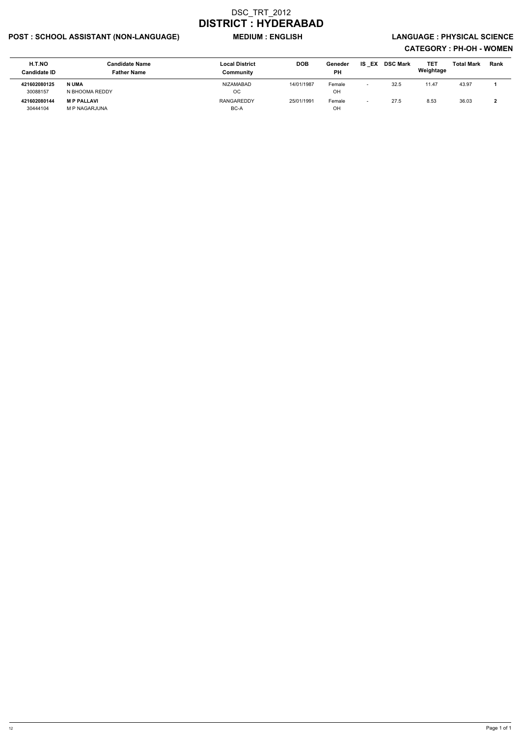# DSC_TRT_2012

## DISTRICT : HYDERABAD

**POST : SCHOOL ASSISTANT (NON-LANGUAGE)** **MEDIUM : ENGLISH** **LANGUAGE : PHYSICAL SCIENCE**

**CATEGORY : PH-OH - WOMEN**

| H.T.NO<br>Candidate ID | Candidate Name<br>Father Name | Local District<br>Community | DOB | Geneder<br>PH | IS _EX | DSC Mark | TET Weightage | Total Mark | Rank |
|---|---|---|---|---|---|---|---|---|---|
| **421602080125**<br>30088157 | **N UMA**<br>N BHOOMA REDDY | NIZAMABAD<br>OC | 14/01/1987 | Female<br>OH | - | 32.5 | 11.47 | 43.97 | **1** |
| **421602080144**<br>30444104 | **M P PALLAVI**<br>M P NAGARJUNA | RANGAREDDY<br>BC-A | 25/01/1991 | Female<br>OH | - | 27.5 | 8.53 | 36.03 | **2** |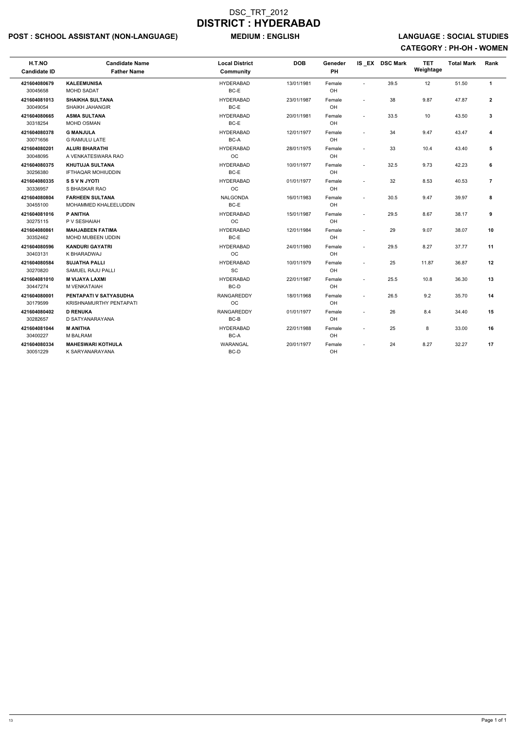# DSC_TRT_2012
# DISTRICT : HYDERABAD

**POST : SCHOOL ASSISTANT (NON-LANGUAGE)** **MEDIUM : ENGLISH** **LANGUAGE : SOCIAL STUDIES**

**CATEGORY : PH-OH - WOMEN**

| H.T.NO<br>Candidate ID | Candidate Name<br>Father Name | Local District<br>Community | DOB | Geneder<br>PH | IS _EX | DSC Mark | TET Weightage | Total Mark | Rank |
|---|---|---|---|---|---|---|---|---|---|
| **421604080679**<br>30045658 | **KALEEMUNISA**<br>MOHD SADAT | HYDERABAD<br>BC-E | 13/01/1981 | Female<br>OH | - | 39.5 | 12 | 51.50 | **1** |
| **421604081013**<br>30049054 | **SHAIKHA SULTANA**<br>SHAIKH JAHANGIR | HYDERABAD<br>BC-E | 23/01/1987 | Female<br>OH | - | 38 | 9.87 | 47.87 | **2** |
| **421604080665**<br>30318254 | **ASMA SULTANA**<br>MOHD OSMAN | HYDERABAD<br>BC-E | 20/01/1981 | Female<br>OH | - | 33.5 | 10 | 43.50 | **3** |
| **421604080378**<br>30071656 | **G MANJULA**<br>G RAMULU LATE | HYDERABAD<br>BC-A | 12/01/1977 | Female<br>OH | - | 34 | 9.47 | 43.47 | **4** |
| **421604080201**<br>30048095 | **ALURI BHARATHI**<br>A VENKATESWARA RAO | HYDERABAD<br>OC | 28/01/1975 | Female<br>OH | - | 33 | 10.4 | 43.40 | **5** |
| **421604080375**<br>30256380 | **KHUTUJA SULTANA**<br>IFTHAQAR MOHIUDDIN | HYDERABAD<br>BC-E | 10/01/1977 | Female<br>OH | - | 32.5 | 9.73 | 42.23 | **6** |
| **421604080335**<br>30336957 | **S S V N JYOTI**<br>S BHASKAR RAO | HYDERABAD<br>OC | 01/01/1977 | Female<br>OH | - | 32 | 8.53 | 40.53 | **7** |
| **421604080804**<br>30455100 | **FARHEEN SULTANA**<br>MOHAMMED KHALEELUDDIN | NALGONDA<br>BC-E | 16/01/1983 | Female<br>OH | - | 30.5 | 9.47 | 39.97 | **8** |
| **421604081016**<br>30275115 | **P ANITHA**<br>P V SESHAIAH | HYDERABAD<br>OC | 15/01/1987 | Female<br>OH | - | 29.5 | 8.67 | 38.17 | **9** |
| **421604080861**<br>30352462 | **MAHJABEEN FATIMA**<br>MOHD MUBEEN UDDIN | HYDERABAD<br>BC-E | 12/01/1984 | Female<br>OH | - | 29 | 9.07 | 38.07 | **10** |
| **421604080596**<br>30403131 | **KANDURI GAYATRI**<br>K BHARADWAJ | HYDERABAD<br>OC | 24/01/1980 | Female<br>OH | - | 29.5 | 8.27 | 37.77 | **11** |
| **421604080584**<br>30270820 | **SUJATHA PALLI**<br>SAMUEL RAJU PALLI | HYDERABAD<br>SC | 10/01/1979 | Female<br>OH | - | 25 | 11.87 | 36.87 | **12** |
| **421604081010**<br>30447274 | **M VIJAYA LAXMI**<br>M VENKATAIAH | HYDERABAD<br>BC-D | 22/01/1987 | Female<br>OH | - | 25.5 | 10.8 | 36.30 | **13** |
| **421604080001**<br>30179599 | **PENTAPATI V SATYASUDHA**<br>KRISHNAMURTHY PENTAPATI | RANGAREDDY<br>OC | 18/01/1968 | Female<br>OH | - | 26.5 | 9.2 | 35.70 | **14** |
| **421604080402**<br>30282657 | **D RENUKA**<br>D SATYANARAYANA | RANGAREDDY<br>BC-B | 01/01/1977 | Female<br>OH | - | 26 | 8.4 | 34.40 | **15** |
| **421604081044**<br>30400227 | **M ANITHA**<br>M BALRAM | HYDERABAD<br>BC-A | 22/01/1988 | Female<br>OH | - | 25 | 8 | 33.00 | **16** |
| **421604080334**<br>30051229 | **MAHESWARI KOTHULA**<br>K SARYANARAYANA | WARANGAL<br>BC-D | 20/01/1977 | Female<br>OH | - | 24 | 8.27 | 32.27 | **17** |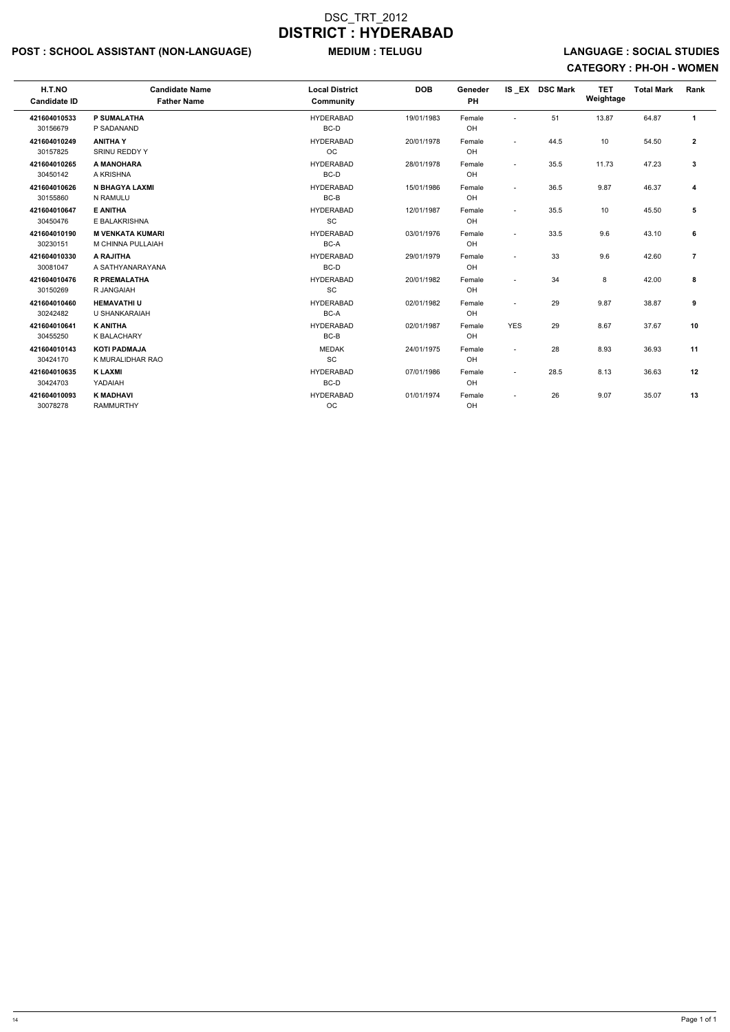# DSC_TRT_2012

# DISTRICT : HYDERABAD

**POST : SCHOOL ASSISTANT (NON-LANGUAGE)** **MEDIUM : TELUGU** **LANGUAGE : SOCIAL STUDIES**

**CATEGORY : PH-OH - WOMEN**

| H.T.NO<br>Candidate ID | Candidate Name<br>Father Name | Local District<br>Community | DOB | Geneder<br>PH | IS _EX | DSC Mark | TET Weightage | Total Mark | Rank |
|---|---|---|---|---|---|---|---|---|---|
| **421604010533**<br>30156679 | **P SUMALATHA**<br>P SADANAND | HYDERABAD<br>BC-D | 19/01/1983 | Female<br>OH | - | 51 | 13.87 | 64.87 | **1** |
| **421604010249**<br>30157825 | **ANITHA Y**<br>SRINU REDDY Y | HYDERABAD<br>OC | 20/01/1978 | Female<br>OH | - | 44.5 | 10 | 54.50 | **2** |
| **421604010265**<br>30450142 | **A MANOHARA**<br>A KRISHNA | HYDERABAD<br>BC-D | 28/01/1978 | Female<br>OH | - | 35.5 | 11.73 | 47.23 | **3** |
| **421604010626**<br>30155860 | **N BHAGYA LAXMI**<br>N RAMULU | HYDERABAD<br>BC-B | 15/01/1986 | Female<br>OH | - | 36.5 | 9.87 | 46.37 | **4** |
| **421604010647**<br>30450476 | **E ANITHA**<br>E BALAKRISHNA | HYDERABAD<br>SC | 12/01/1987 | Female<br>OH | - | 35.5 | 10 | 45.50 | **5** |
| **421604010190**<br>30230151 | **M VENKATA KUMARI**<br>M CHINNA PULLAIAH | HYDERABAD<br>BC-A | 03/01/1976 | Female<br>OH | - | 33.5 | 9.6 | 43.10 | **6** |
| **421604010330**<br>30081047 | **A RAJITHA**<br>A SATHYANARAYANA | HYDERABAD<br>BC-D | 29/01/1979 | Female<br>OH | - | 33 | 9.6 | 42.60 | **7** |
| **421604010476**<br>30150269 | **R PREMALATHA**<br>R JANGAIAH | HYDERABAD<br>SC | 20/01/1982 | Female<br>OH | - | 34 | 8 | 42.00 | **8** |
| **421604010460**<br>30242482 | **HEMAVATHI U**<br>U SHANKARAIAH | HYDERABAD<br>BC-A | 02/01/1982 | Female<br>OH | - | 29 | 9.87 | 38.87 | **9** |
| **421604010641**<br>30455250 | **K ANITHA**<br>K BALACHARY | HYDERABAD<br>BC-B | 02/01/1987 | Female<br>OH | YES | 29 | 8.67 | 37.67 | **10** |
| **421604010143**<br>30424170 | **KOTI PADMAJA**<br>K MURALIDHAR RAO | MEDAK<br>SC | 24/01/1975 | Female<br>OH | - | 28 | 8.93 | 36.93 | **11** |
| **421604010635**<br>30424703 | **K LAXMI**<br>YADAIAH | HYDERABAD<br>BC-D | 07/01/1986 | Female<br>OH | - | 28.5 | 8.13 | 36.63 | **12** |
| **421604010093**<br>30078278 | **K MADHAVI**<br>RAMMURTHY | HYDERABAD<br>OC | 01/01/1974 | Female<br>OH | - | 26 | 9.07 | 35.07 | **13** |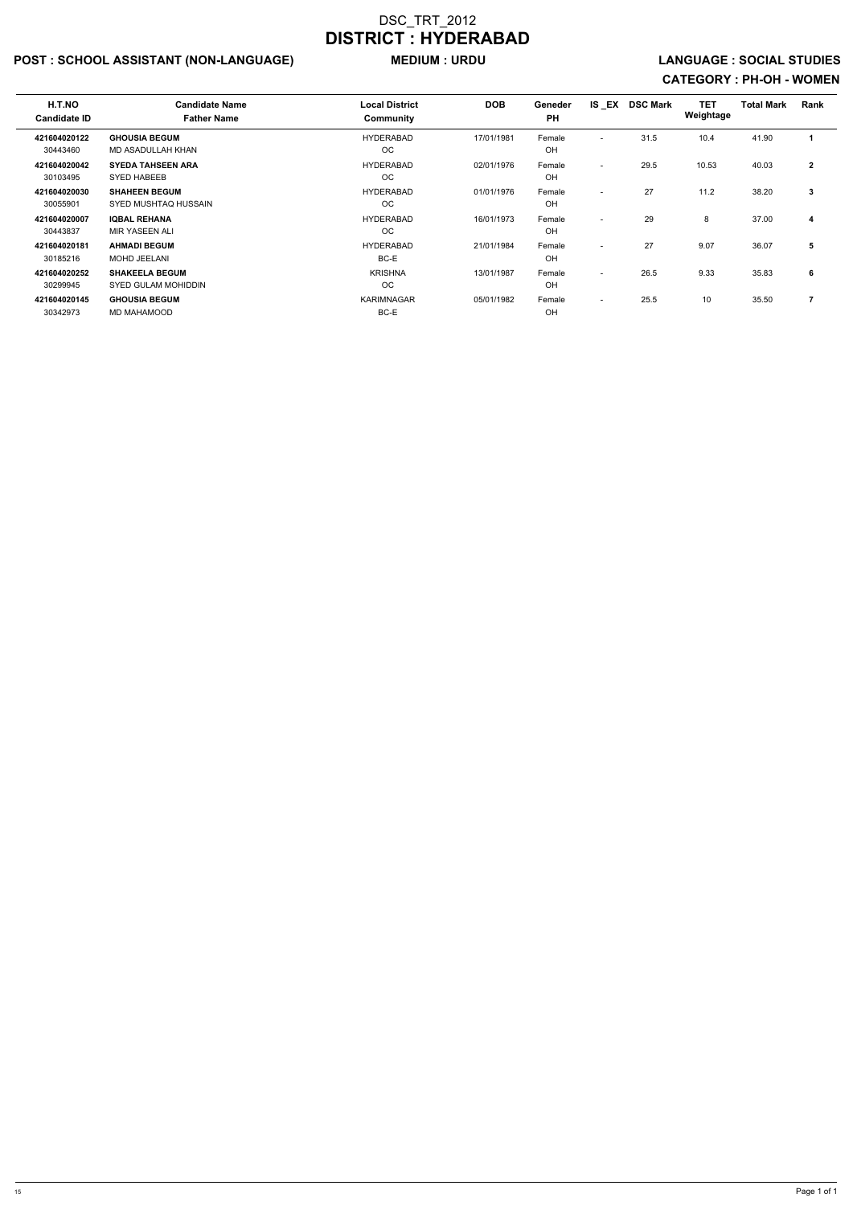# DSC_TRT_2012
# DISTRICT : HYDERABAD

**POST : SCHOOL ASSISTANT (NON-LANGUAGE)** **MEDIUM : URDU** **LANGUAGE : SOCIAL STUDIES**

**CATEGORY : PH-OH - WOMEN**

| H.T.NO<br>Candidate ID | Candidate Name<br>Father Name | Local District<br>Community | DOB | Geneder<br>PH | IS _EX | DSC Mark | TET Weightage | Total Mark | Rank |
|---|---|---|---|---|---|---|---|---|---|
| **421604020122**<br>30443460 | **GHOUSIA BEGUM**<br>MD ASADULLAH KHAN | HYDERABAD<br>OC | 17/01/1981 | Female<br>OH | - | 31.5 | 10.4 | 41.90 | **1** |
| **421604020042**<br>30103495 | **SYEDA TAHSEEN ARA**<br>SYED HABEEB | HYDERABAD<br>OC | 02/01/1976 | Female<br>OH | - | 29.5 | 10.53 | 40.03 | **2** |
| **421604020030**<br>30055901 | **SHAHEEN BEGUM**<br>SYED MUSHTAQ HUSSAIN | HYDERABAD<br>OC | 01/01/1976 | Female<br>OH | - | 27 | 11.2 | 38.20 | **3** |
| **421604020007**<br>30443837 | **IQBAL REHANA**<br>MIR YASEEN ALI | HYDERABAD<br>OC | 16/01/1973 | Female<br>OH | - | 29 | 8 | 37.00 | **4** |
| **421604020181**<br>30185216 | **AHMADI BEGUM**<br>MOHD JEELANI | HYDERABAD<br>BC-E | 21/01/1984 | Female<br>OH | - | 27 | 9.07 | 36.07 | **5** |
| **421604020252**<br>30299945 | **SHAKEELA BEGUM**<br>SYED GULAM MOHIDDIN | KRISHNA<br>OC | 13/01/1987 | Female<br>OH | - | 26.5 | 9.33 | 35.83 | **6** |
| **421604020145**<br>30342973 | **GHOUSIA BEGUM**<br>MD MAHAMOOD | KARIMNAGAR<br>BC-E | 05/01/1982 | Female<br>OH | - | 25.5 | 10 | 35.50 | **7** |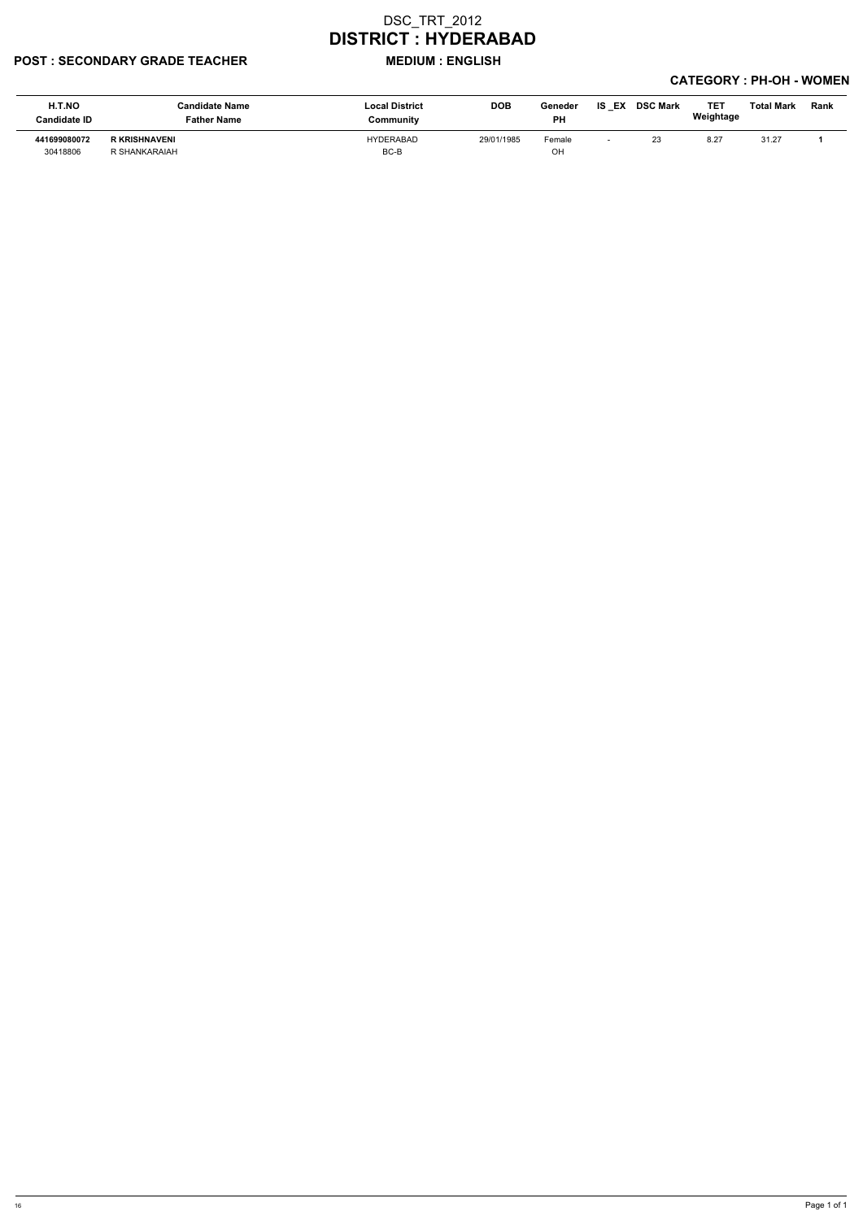# DSC_TRT_2012
# DISTRICT : HYDERABAD

**POST : SECONDARY GRADE TEACHER** **MEDIUM : ENGLISH**

**CATEGORY : PH-OH - WOMEN**

| H.T.NO<br>Candidate ID | Candidate Name<br>Father Name | Local District<br>Community | DOB | Geneder<br>PH | IS _EX | DSC Mark | TET Weightage | Total Mark | Rank |
|---|---|---|---|---|---|---|---|---|---|
| **441699080072**<br>30418806 | **R KRISHNAVENI**<br>R SHANKARAIAH | HYDERABAD<br>BC-B | 29/01/1985 | Female<br>OH | - | 23 | 8.27 | 31.27 | **1** |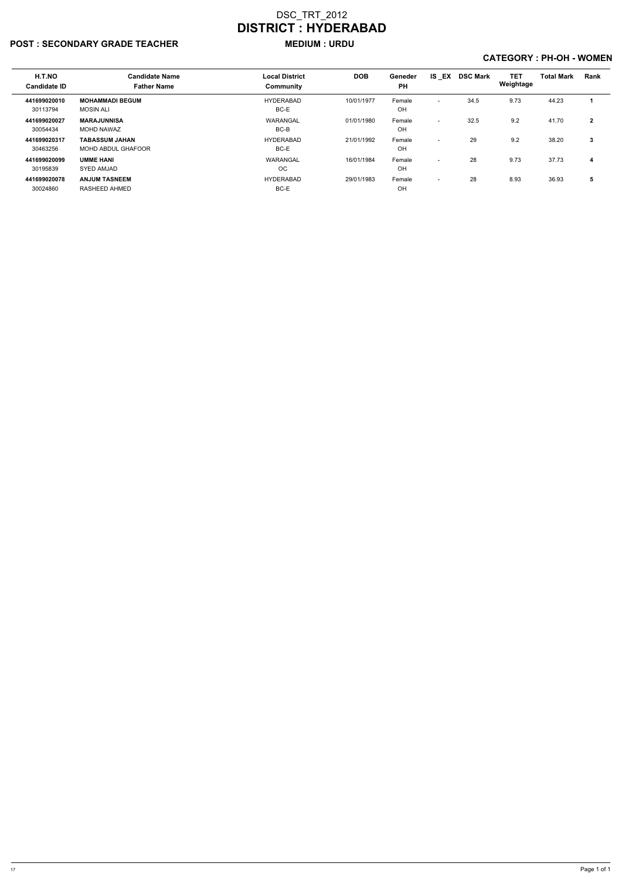# DSC_TRT_2012

# DISTRICT : HYDERABAD

**POST : SECONDARY GRADE TEACHER** **MEDIUM : URDU**

**CATEGORY : PH-OH - WOMEN**

| H.T.NO<br>Candidate ID | Candidate Name<br>Father Name | Local District<br>Community | DOB | Geneder<br>PH | IS _EX | DSC Mark | TET Weightage | Total Mark | Rank |
|---|---|---|---|---|---|---|---|---|---|
| **441699020010**<br>30113794 | **MOHAMMADI BEGUM**<br>MOSIN ALI | HYDERABAD<br>BC-E | 10/01/1977 | Female<br>OH | - | 34.5 | 9.73 | 44.23 | **1** |
| **441699020027**<br>30054434 | **MARAJUNNISA**<br>MOHD NAWAZ | WARANGAL<br>BC-B | 01/01/1980 | Female<br>OH | - | 32.5 | 9.2 | 41.70 | **2** |
| **441699020317**<br>30463256 | **TABASSUM JAHAN**<br>MOHD ABDUL GHAFOOR | HYDERABAD<br>BC-E | 21/01/1992 | Female<br>OH | - | 29 | 9.2 | 38.20 | **3** |
| **441699020099**<br>30195839 | **UMME HANI**<br>SYED AMJAD | WARANGAL<br>OC | 16/01/1984 | Female<br>OH | - | 28 | 9.73 | 37.73 | **4** |
| **441699020078**<br>30024860 | **ANJUM TASNEEM**<br>RASHEED AHMED | HYDERABAD<br>BC-E | 29/01/1983 | Female<br>OH | - | 28 | 8.93 | 36.93 | **5** |